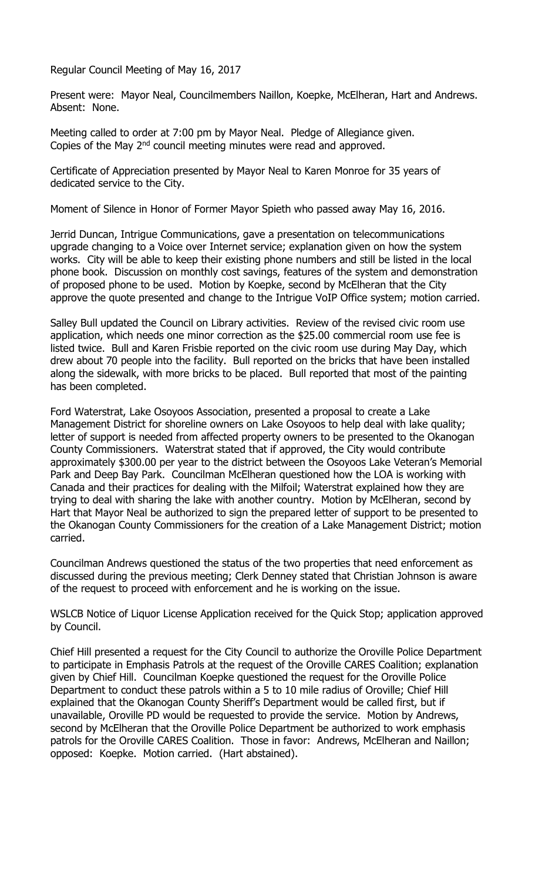Regular Council Meeting of May 16, 2017

Present were: Mayor Neal, Councilmembers Naillon, Koepke, McElheran, Hart and Andrews. Absent: None.

Meeting called to order at 7:00 pm by Mayor Neal. Pledge of Allegiance given. Copies of the May 2nd council meeting minutes were read and approved.

Certificate of Appreciation presented by Mayor Neal to Karen Monroe for 35 years of dedicated service to the City.

Moment of Silence in Honor of Former Mayor Spieth who passed away May 16, 2016.

Jerrid Duncan, Intrigue Communications, gave a presentation on telecommunications upgrade changing to a Voice over Internet service; explanation given on how the system works. City will be able to keep their existing phone numbers and still be listed in the local phone book. Discussion on monthly cost savings, features of the system and demonstration of proposed phone to be used. Motion by Koepke, second by McElheran that the City approve the quote presented and change to the Intrigue VoIP Office system; motion carried.

Salley Bull updated the Council on Library activities. Review of the revised civic room use application, which needs one minor correction as the $25.00 commercial room use fee is listed twice. Bull and Karen Frisbie reported on the civic room use during May Day, which drew about 70 people into the facility. Bull reported on the bricks that have been installed along the sidewalk, with more bricks to be placed. Bull reported that most of the painting has been completed.

Ford Waterstrat, Lake Osoyoos Association, presented a proposal to create a Lake Management District for shoreline owners on Lake Osoyoos to help deal with lake quality; letter of support is needed from affected property owners to be presented to the Okanogan County Commissioners. Waterstrat stated that if approved, the City would contribute approximately $300.00 per year to the district between the Osoyoos Lake Veteran's Memorial Park and Deep Bay Park. Councilman McElheran questioned how the LOA is working with Canada and their practices for dealing with the Milfoil; Waterstrat explained how they are trying to deal with sharing the lake with another country. Motion by McElheran, second by Hart that Mayor Neal be authorized to sign the prepared letter of support to be presented to the Okanogan County Commissioners for the creation of a Lake Management District; motion carried.

Councilman Andrews questioned the status of the two properties that need enforcement as discussed during the previous meeting; Clerk Denney stated that Christian Johnson is aware of the request to proceed with enforcement and he is working on the issue.

WSLCB Notice of Liquor License Application received for the Quick Stop; application approved by Council.

Chief Hill presented a request for the City Council to authorize the Oroville Police Department to participate in Emphasis Patrols at the request of the Oroville CARES Coalition; explanation given by Chief Hill. Councilman Koepke questioned the request for the Oroville Police Department to conduct these patrols within a 5 to 10 mile radius of Oroville; Chief Hill explained that the Okanogan County Sheriff's Department would be called first, but if unavailable, Oroville PD would be requested to provide the service. Motion by Andrews, second by McElheran that the Oroville Police Department be authorized to work emphasis patrols for the Oroville CARES Coalition. Those in favor: Andrews, McElheran and Naillon; opposed: Koepke. Motion carried. (Hart abstained).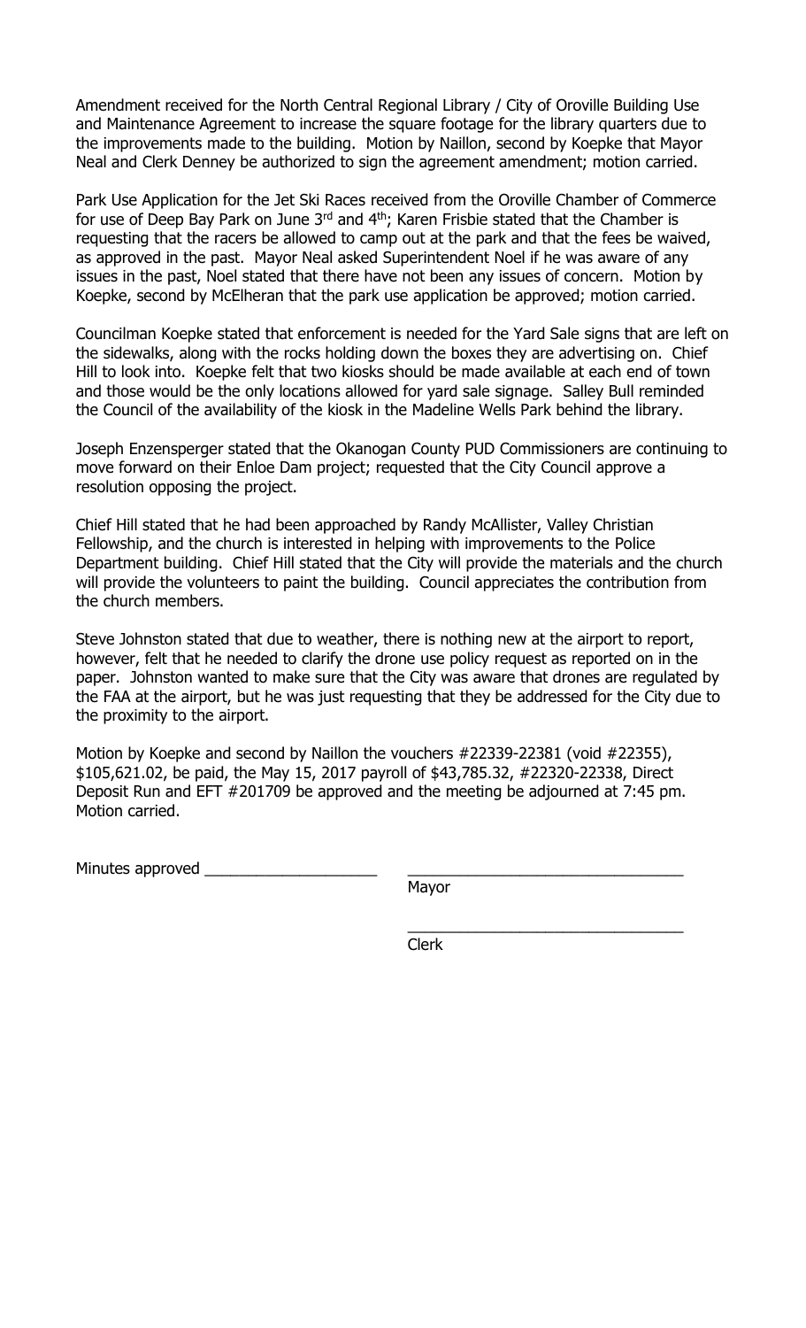Amendment received for the North Central Regional Library / City of Oroville Building Use and Maintenance Agreement to increase the square footage for the library quarters due to the improvements made to the building. Motion by Naillon, second by Koepke that Mayor Neal and Clerk Denney be authorized to sign the agreement amendment; motion carried.

Park Use Application for the Jet Ski Races received from the Oroville Chamber of Commerce for use of Deep Bay Park on June 3rd and 4th; Karen Frisbie stated that the Chamber is requesting that the racers be allowed to camp out at the park and that the fees be waived, as approved in the past. Mayor Neal asked Superintendent Noel if he was aware of any issues in the past, Noel stated that there have not been any issues of concern. Motion by Koepke, second by McElheran that the park use application be approved; motion carried.

Councilman Koepke stated that enforcement is needed for the Yard Sale signs that are left on the sidewalks, along with the rocks holding down the boxes they are advertising on. Chief Hill to look into. Koepke felt that two kiosks should be made available at each end of town and those would be the only locations allowed for yard sale signage. Salley Bull reminded the Council of the availability of the kiosk in the Madeline Wells Park behind the library.

Joseph Enzensperger stated that the Okanogan County PUD Commissioners are continuing to move forward on their Enloe Dam project; requested that the City Council approve a resolution opposing the project.

Chief Hill stated that he had been approached by Randy McAllister, Valley Christian Fellowship, and the church is interested in helping with improvements to the Police Department building. Chief Hill stated that the City will provide the materials and the church will provide the volunteers to paint the building. Council appreciates the contribution from the church members.

Steve Johnston stated that due to weather, there is nothing new at the airport to report, however, felt that he needed to clarify the drone use policy request as reported on in the paper. Johnston wanted to make sure that the City was aware that drones are regulated by the FAA at the airport, but he was just requesting that they be addressed for the City due to the proximity to the airport.

Motion by Koepke and second by Naillon the vouchers #22339-22381 (void #22355), $105,621.02, be paid, the May 15, 2017 payroll of $43,785.32, #22320-22338, Direct Deposit Run and EFT #201709 be approved and the meeting be adjourned at 7:45 pm. Motion carried.

Minutes approved ____________________ ________________________________

Mayor

________________________________

Clerk